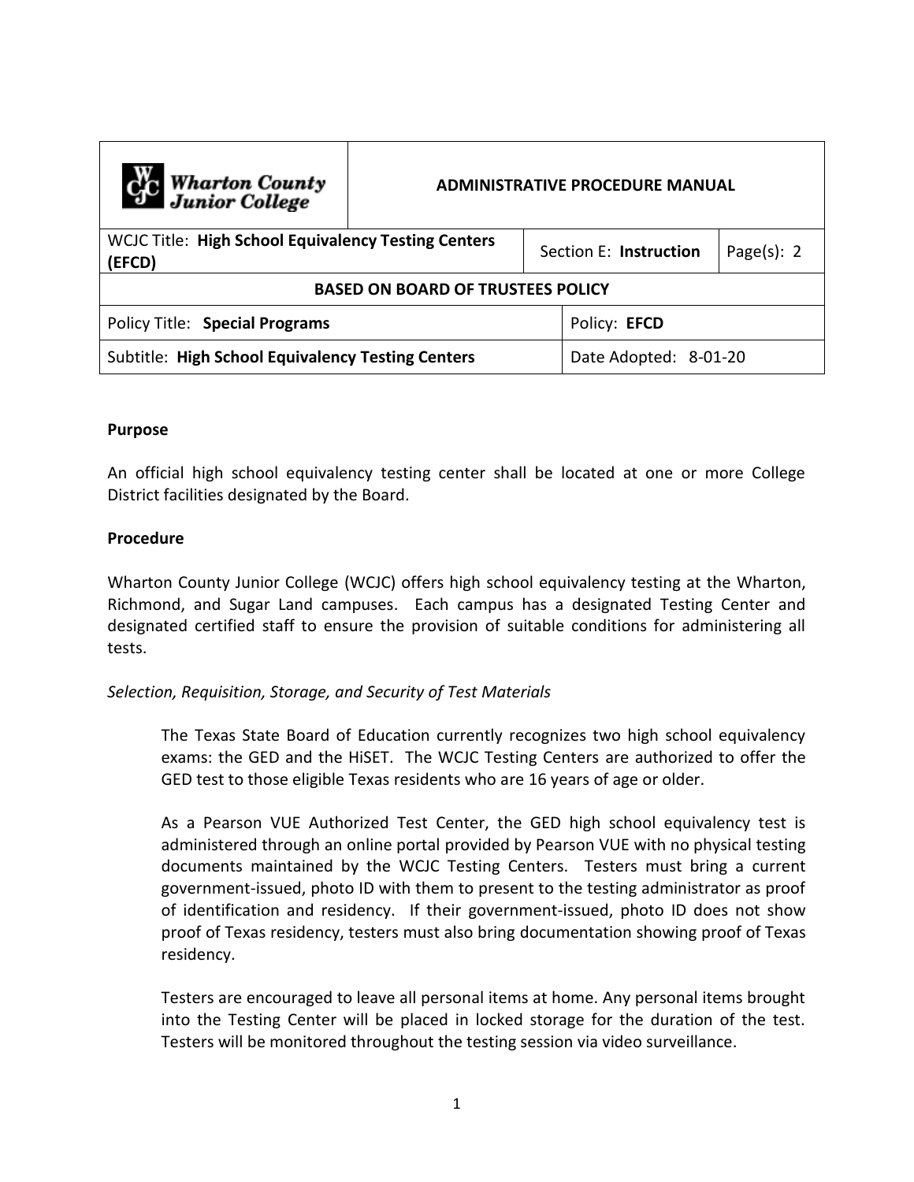| Wharton County Junior College | ADMINISTRATIVE PROCEDURE MANUAL | | |
|---|---|---|---|
| WCJC Title: **High School Equivalency Testing Centers (EFCD)** | | Section E: **Instruction** | Page(s): 2 |
| **BASED ON BOARD OF TRUSTEES POLICY** | | | |
| Policy Title: **Special Programs** | | Policy: **EFCD** | |
| Subtitle: **High School Equivalency Testing Centers** | | Date Adopted: 8-01-20 | |

**Purpose**

An official high school equivalency testing center shall be located at one or more College District facilities designated by the Board.

**Procedure**

Wharton County Junior College (WCJC) offers high school equivalency testing at the Wharton, Richmond, and Sugar Land campuses. Each campus has a designated Testing Center and designated certified staff to ensure the provision of suitable conditions for administering all tests.

*Selection, Requisition, Storage, and Security of Test Materials*

The Texas State Board of Education currently recognizes two high school equivalency exams: the GED and the HiSET. The WCJC Testing Centers are authorized to offer the GED test to those eligible Texas residents who are 16 years of age or older.

As a Pearson VUE Authorized Test Center, the GED high school equivalency test is administered through an online portal provided by Pearson VUE with no physical testing documents maintained by the WCJC Testing Centers. Testers must bring a current government-issued, photo ID with them to present to the testing administrator as proof of identification and residency. If their government-issued, photo ID does not show proof of Texas residency, testers must also bring documentation showing proof of Texas residency.

Testers are encouraged to leave all personal items at home. Any personal items brought into the Testing Center will be placed in locked storage for the duration of the test. Testers will be monitored throughout the testing session via video surveillance.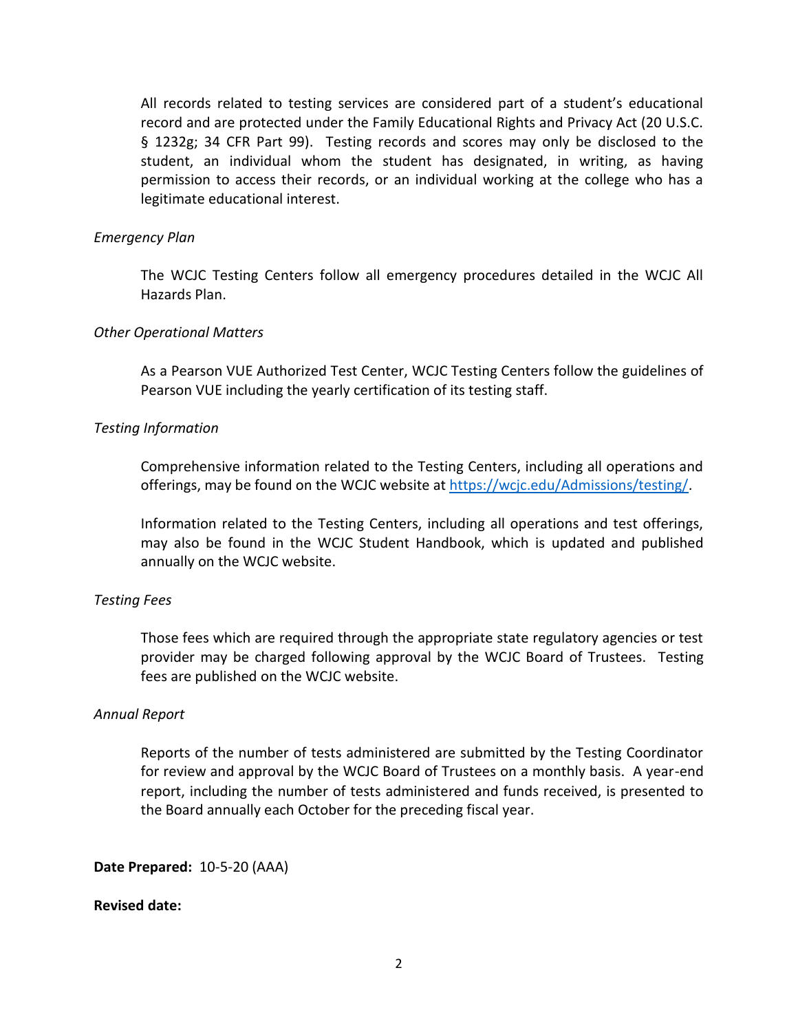All records related to testing services are considered part of a student's educational record and are protected under the Family Educational Rights and Privacy Act (20 U.S.C. § 1232g; 34 CFR Part 99). Testing records and scores may only be disclosed to the student, an individual whom the student has designated, in writing, as having permission to access their records, or an individual working at the college who has a legitimate educational interest.

*Emergency Plan*

The WCJC Testing Centers follow all emergency procedures detailed in the WCJC All Hazards Plan.

*Other Operational Matters*

As a Pearson VUE Authorized Test Center, WCJC Testing Centers follow the guidelines of Pearson VUE including the yearly certification of its testing staff.

*Testing Information*

Comprehensive information related to the Testing Centers, including all operations and offerings, may be found on the WCJC website at [https://wcjc.edu/Admissions/testing/](https://wcjc.edu/Admissions/testing/).

Information related to the Testing Centers, including all operations and test offerings, may also be found in the WCJC Student Handbook, which is updated and published annually on the WCJC website.

*Testing Fees*

Those fees which are required through the appropriate state regulatory agencies or test provider may be charged following approval by the WCJC Board of Trustees. Testing fees are published on the WCJC website.

*Annual Report*

Reports of the number of tests administered are submitted by the Testing Coordinator for review and approval by the WCJC Board of Trustees on a monthly basis. A year-end report, including the number of tests administered and funds received, is presented to the Board annually each October for the preceding fiscal year.

**Date Prepared:** 10-5-20 (AAA)

**Revised date:**